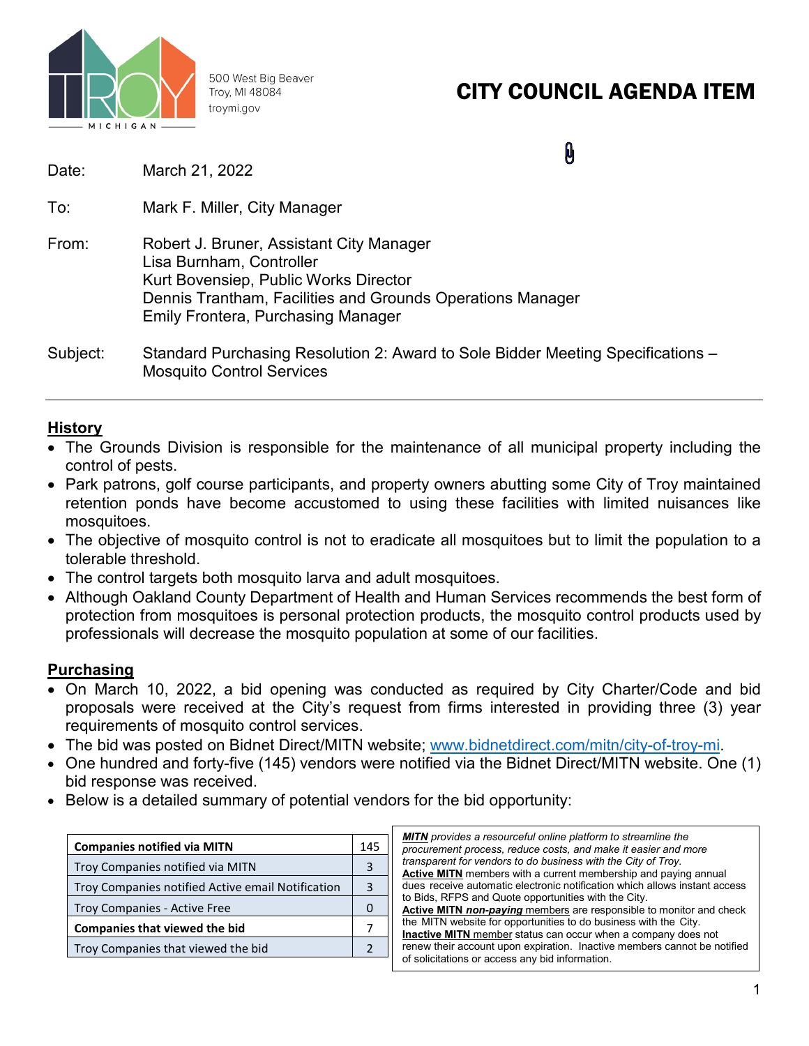500 West Big Beaver
Troy, MI 48084
troymi.gov

# CITY COUNCIL AGENDA ITEM

Date: March 21, 2022

To: Mark F. Miller, City Manager

From: Robert J. Bruner, Assistant City Manager
Lisa Burnham, Controller
Kurt Bovensiep, Public Works Director
Dennis Trantham, Facilities and Grounds Operations Manager
Emily Frontera, Purchasing Manager

Subject: Standard Purchasing Resolution 2: Award to Sole Bidder Meeting Specifications – Mosquito Control Services

---

## History

- The Grounds Division is responsible for the maintenance of all municipal property including the control of pests.
- Park patrons, golf course participants, and property owners abutting some City of Troy maintained retention ponds have become accustomed to using these facilities with limited nuisances like mosquitoes.
- The objective of mosquito control is not to eradicate all mosquitoes but to limit the population to a tolerable threshold.
- The control targets both mosquito larva and adult mosquitoes.
- Although Oakland County Department of Health and Human Services recommends the best form of protection from mosquitoes is personal protection products, the mosquito control products used by professionals will decrease the mosquito population at some of our facilities.

## Purchasing

- On March 10, 2022, a bid opening was conducted as required by City Charter/Code and bid proposals were received at the City's request from firms interested in providing three (3) year requirements of mosquito control services.
- The bid was posted on Bidnet Direct/MITN website; [www.bidnetdirect.com/mitn/city-of-troy-mi](http://www.bidnetdirect.com/mitn/city-of-troy-mi).
- One hundred and forty-five (145) vendors were notified via the Bidnet Direct/MITN website. One (1) bid response was received.
- Below is a detailed summary of potential vendors for the bid opportunity:

| **Companies notified via MITN** | 145 |
|---|---|
| Troy Companies notified via MITN | 3 |
| Troy Companies notified Active email Notification | 3 |
| Troy Companies - Active Free | 0 |
| **Companies that viewed the bid** | 7 |
| Troy Companies that viewed the bid | 2 |

***MITN*** *provides a resourceful online platform to streamline the procurement process, reduce costs, and make it easier and more transparent for vendors to do business with the City of Troy.*
**Active MITN** members with a current membership and paying annual dues receive automatic electronic notification which allows instant access to Bids, RFPS and Quote opportunities with the City.
**Active MITN *non-paying*** members are responsible to monitor and check the MITN website for opportunities to do business with the City.
**Inactive MITN** member status can occur when a company does not renew their account upon expiration. Inactive members cannot be notified of solicitations or access any bid information.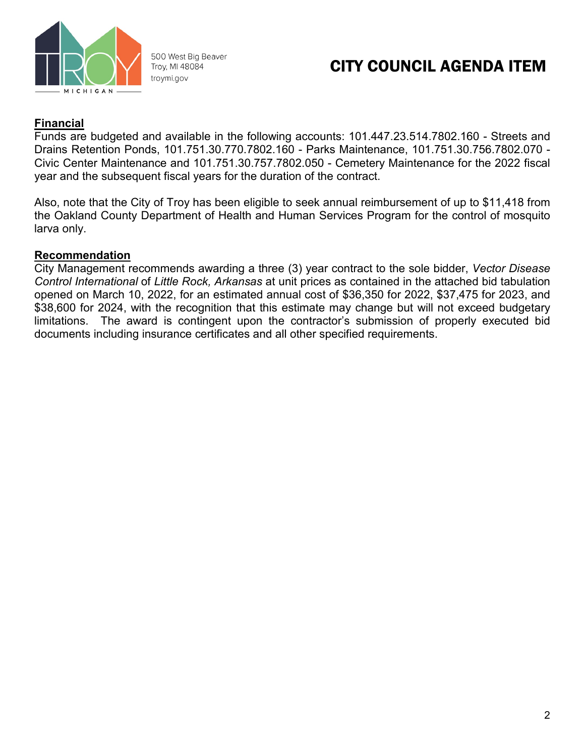**Financial**

Funds are budgeted and available in the following accounts: 101.447.23.514.7802.160 - Streets and Drains Retention Ponds, 101.751.30.770.7802.160 - Parks Maintenance, 101.751.30.756.7802.070 - Civic Center Maintenance and 101.751.30.757.7802.050 - Cemetery Maintenance for the 2022 fiscal year and the subsequent fiscal years for the duration of the contract.

Also, note that the City of Troy has been eligible to seek annual reimbursement of up to $11,418 from the Oakland County Department of Health and Human Services Program for the control of mosquito larva only.

**Recommendation**

City Management recommends awarding a three (3) year contract to the sole bidder, *Vector Disease Control International* of *Little Rock, Arkansas* at unit prices as contained in the attached bid tabulation opened on March 10, 2022, for an estimated annual cost of $36,350 for 2022, $37,475 for 2023, and $38,600 for 2024, with the recognition that this estimate may change but will not exceed budgetary limitations. The award is contingent upon the contractor's submission of properly executed bid documents including insurance certificates and all other specified requirements.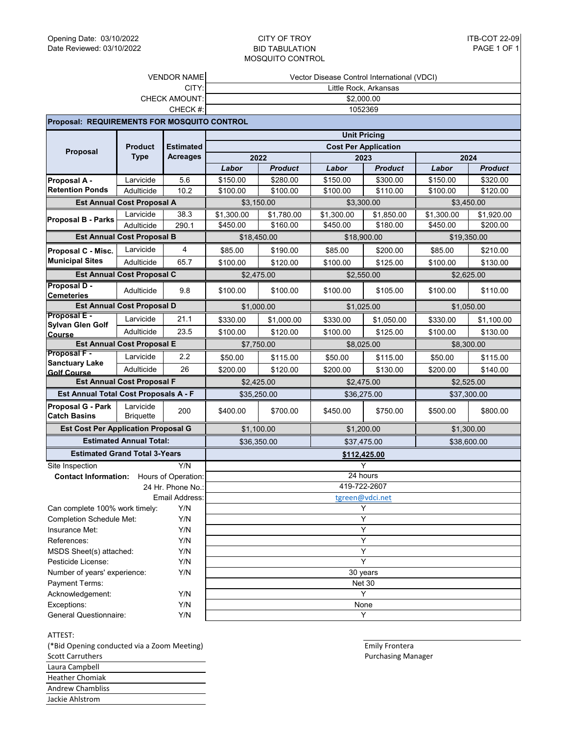Opening Date: 03/10/2022
Date Reviewed: 03/10/2022

CITY OF TROY
BID TABULATION
MOSQUITO CONTROL

ITB-COT 22-09

| | | | | | | | | |
|---|---|---|---|---|---|---|---|---|
| | | VENDOR NAME: | Vector Disease Control International (VDCI) | | | | | |
| | | CITY: | Little Rock, Arkansas | | | | | |
| | | CHECK AMOUNT: | $2,000.00 | | | | | |
| | | CHECK #: | 1052369 | | | | | |

**Proposal: REQUIREMENTS FOR MOSQUITO CONTROL**

| Proposal | Product Type | Estimated Acreages | Unit Pricing Cost Per Application 2022 | | 2023 | | 2024 | |
|---|---|---|---|---|---|---|---|---|
| | | | ***Labor*** | ***Product*** | ***Labor*** | ***Product*** | ***Labor*** | ***Product*** |
| **Proposal A - Retention Ponds** | Larvicide | 5.6 | $150.00 | $280.00 | $150.00 | $300.00 | $150.00 | $320.00 |
| | Adulticide | 10.2 | $100.00 | $100.00 | $100.00 | $110.00 | $100.00 | $120.00 |
| **Est Annual Cost Proposal A** | | | $3,150.00 | | $3,300.00 | | $3,450.00 | |
| **Proposal B - Parks** | Larvicide | 38.3 | $1,300.00 | $1,780.00 | $1,300.00 | $1,850.00 | $1,300.00 | $1,920.00 |
| | Adulticide | 290.1 | $450.00 | $160.00 | $450.00 | $180.00 | $450.00 | $200.00 |
| **Est Annual Cost Proposal B** | | | $18,450.00 | | $18,900.00 | | $19,350.00 | |
| **Proposal C - Misc. Municipal Sites** | Larvicide | 4 | $85.00 | $190.00 | $85.00 | $200.00 | $85.00 | $210.00 |
| | Adulticide | 65.7 | $100.00 | $120.00 | $100.00 | $125.00 | $100.00 | $130.00 |
| **Est Annual Cost Proposal C** | | | $2,475.00 | | $2,550.00 | | $2,625.00 | |
| **Proposal D - Cemeteries** | Adulticide | 9.8 | $100.00 | $100.00 | $100.00 | $105.00 | $100.00 | $110.00 |
| **Est Annual Cost Proposal D** | | | $1,000.00 | | $1,025.00 | | $1,050.00 | |
| **Proposal E - Sylvan Glen Golf Course** | Larvicide | 21.1 | $330.00 | $1,000.00 | $330.00 | $1,050.00 | $330.00 | $1,100.00 |
| | Adulticide | 23.5 | $100.00 | $120.00 | $100.00 | $125.00 | $100.00 | $130.00 |
| **Est Annual Cost Proposal E** | | | $7,750.00 | | $8,025.00 | | $8,300.00 | |
| **Proposal F - Sanctuary Lake Golf Course** | Larvicide | 2.2 | $50.00 | $115.00 | $50.00 | $115.00 | $50.00 | $115.00 |
| | Adulticide | 26 | $200.00 | $120.00 | $200.00 | $130.00 | $200.00 | $140.00 |
| **Est Annual Cost Proposal F** | | | $2,425.00 | | $2,475.00 | | $2,525.00 | |
| **Est Annual Total Cost Proposals A - F** | | | $35,250.00 | | $36,275.00 | | $37,300.00 | |
| **Proposal G - Park Catch Basins** | Larvicide Briquette | 200 | $400.00 | $700.00 | $450.00 | $750.00 | $500.00 | $800.00 |
| **Est Cost Per Application Proposal G** | | | $1,100.00 | | $1,200.00 | | $1,300.00 | |
| **Estimated Annual Total:** | | | $36,350.00 | | $37,475.00 | | $38,600.00 | |
| **Estimated Grand Total 3-Years** | | | **$112,425.00** | | | | | |

| | | |
|---|---|---|
| Site Inspection | Y/N | Y |
| **Contact Information:** | Hours of Operation: | 24 hours |
| | 24 Hr. Phone No.: | 419-722-2607 |
| | Email Address: | tgreen@vdci.net |
| Can complete 100% work timely: | Y/N | Y |
| Completion Schedule Met: | Y/N | Y |
| Insurance Met: | Y/N | Y |
| References: | Y/N | Y |
| MSDS Sheet(s) attached: | Y/N | Y |
| Pesticide License: | Y/N | Y |
| Number of years' experience: | Y/N | 30 years |
| Payment Terms: | | Net 30 |
| Acknowledgement: | Y/N | Y |
| Exceptions: | Y/N | None |
| General Questionnaire: | Y/N | Y |

ATTEST:
(*Bid Opening conducted via a Zoom Meeting)
Scott Carruthers
Laura Campbell
Heather Chomiak
Andrew Chambliss
Jackie Ahlstrom

Emily Frontera
Purchasing Manager